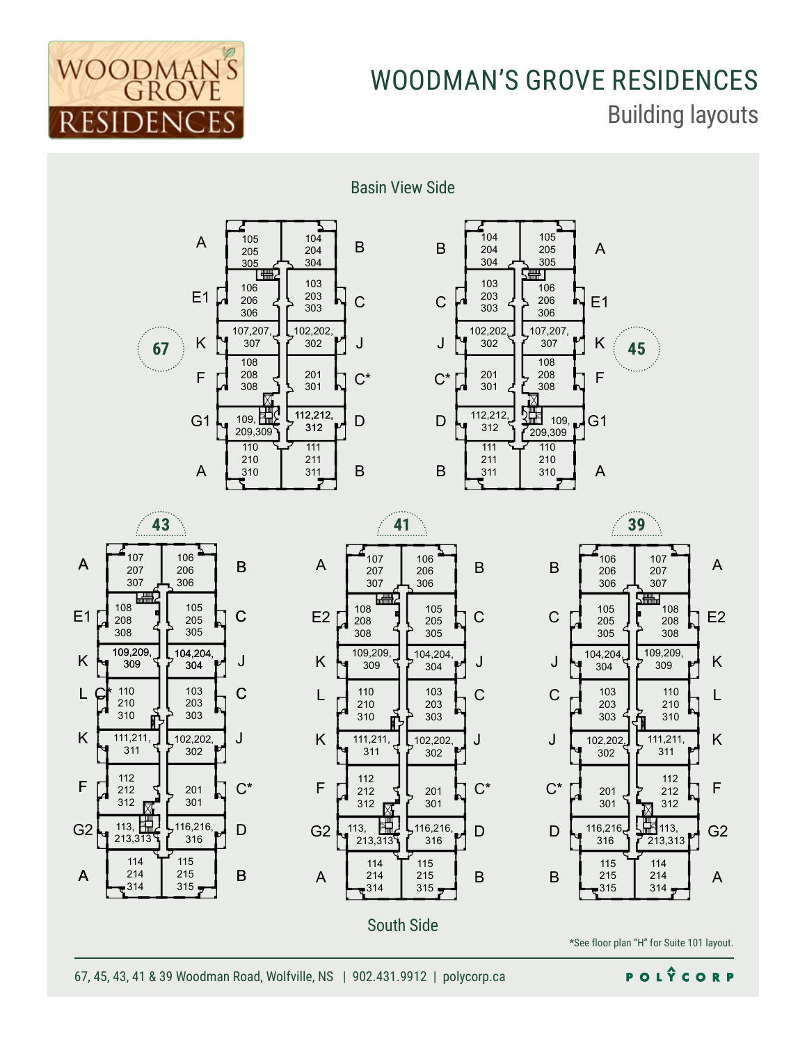# WOODMAN'S GROVE RESIDENCES

## Building layouts

### Basin View Side

**Building 67**

| Type | Suites (left) | Suites (right) | Type |
|---|---|---|---|
| A | 105, 205, 305 | 104, 204, 304 | B |
| E1 | 106, 206, 306 | 103, 203, 303 | C |
| K | 107, 207, 307 | 102, 202, 302 | J |
| F | 108, 208, 308 | 201, 301 | C* |
| G1 | 109, 209, 309 | 112, 212, 312 | D |
| A | 110, 210, 310 | 111, 211, 311 | B |

**Building 45**

| Type | Suites (left) | Suites (right) | Type |
|---|---|---|---|
| B | 104, 204, 304 | 105, 205, 305 | A |
| C | 103, 203, 303 | 106, 206, 306 | E1 |
| J | 102, 202, 302 | 107, 207, 307 | K |
| C* | 201, 301 | 108, 208, 308 | F |
| D | 112, 212, 312 | 109, 209, 309 | G1 |
| B | 111, 211, 311 | 110, 210, 310 | A |

**Building 43**

| Type | Suites (left) | Suites (right) | Type |
|---|---|---|---|
| A | 107, 207, 307 | 106, 206, 306 | B |
| E1 | 108, 208, 308 | 105, 205, 305 | C |
| K | 109, 209, 309 | 104, 204, 304 | J |
| L C* | 110, 210, 310 | 103, 203, 303 | C |
| K | 111, 211, 311 | 102, 202, 302 | J |
| F | 112, 212, 312 | 201, 301 | C* |
| G2 | 113, 213, 313 | 116, 216, 316 | D |
| A | 114, 214, 314 | 115, 215, 315 | B |

**Building 41**

| Type | Suites (left) | Suites (right) | Type |
|---|---|---|---|
| A | 107, 207, 307 | 106, 206, 306 | B |
| E2 | 108, 208, 308 | 105, 205, 305 | C |
| K | 109, 209, 309 | 104, 204, 304 | J |
| L | 110, 210, 310 | 103, 203, 303 | C |
| K | 111, 211, 311 | 102, 202, 302 | J |
| F | 112, 212, 312 | 201, 301 | C* |
| G2 | 113, 213, 313 | 116, 216, 316 | D |
| A | 114, 214, 314 | 115, 215, 315 | B |

**Building 39**

| Type | Suites (left) | Suites (right) | Type |
|---|---|---|---|
| B | 106, 206, 306 | 107, 207, 307 | A |
| C | 105, 205, 305 | 108, 208, 308 | E2 |
| J | 104, 204, 304 | 109, 209, 309 | K |
| C | 103, 203, 303 | 110, 210, 310 | L |
| J | 102, 202, 302 | 111, 211, 311 | K |
| C* | 201, 301 | 112, 212, 312 | F |
| D | 116, 216, 316 | 113, 213, 313 | G2 |
| B | 115, 215, 315 | 114, 214, 314 | A |

### South Side

*See floor plan "H" for Suite 101 layout.

67, 45, 43, 41 & 39 Woodman Road, Wolfville, NS | 902.431.9912 | polycorp.ca

POLYCORP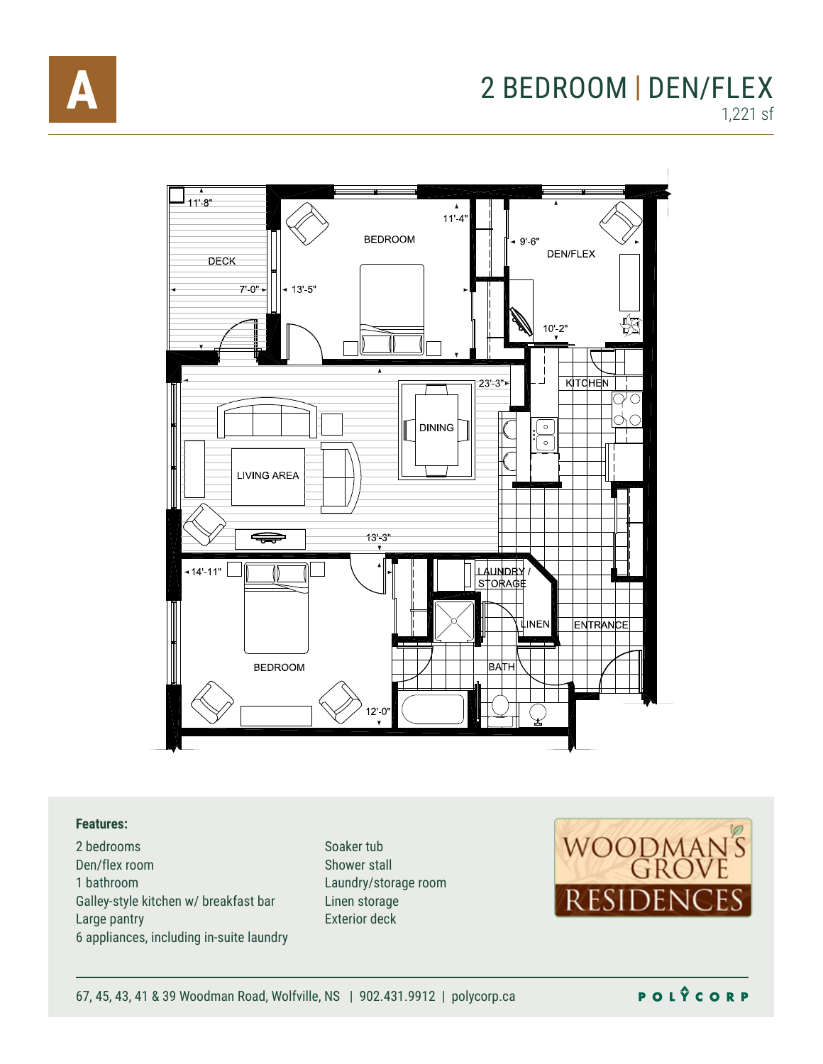# A

## 2 BEDROOM | DEN/FLEX

1,221 sf

DECK
11'-8"
7'-0"
BEDROOM
11'-4"
13'-5"
DEN/FLEX
9'-6"
10'-2"
KITCHEN
23'-3"
DINING
LIVING AREA
13'-3"
BEDROOM
14'-11"
12'-0"
LAUNDRY / STORAGE
LINEN
BATH
ENTRANCE

**Features:**

- 2 bedrooms
- Den/flex room
- 1 bathroom
- Galley-style kitchen w/ breakfast bar
- Large pantry
- 6 appliances, including in-suite laundry
- Soaker tub
- Shower stall
- Laundry/storage room
- Linen storage
- Exterior deck

WOODMAN'S GROVE RESIDENCES

67, 45, 43, 41 & 39 Woodman Road, Wolfville, NS | 902.431.9912 | polycorp.ca

POLYCORP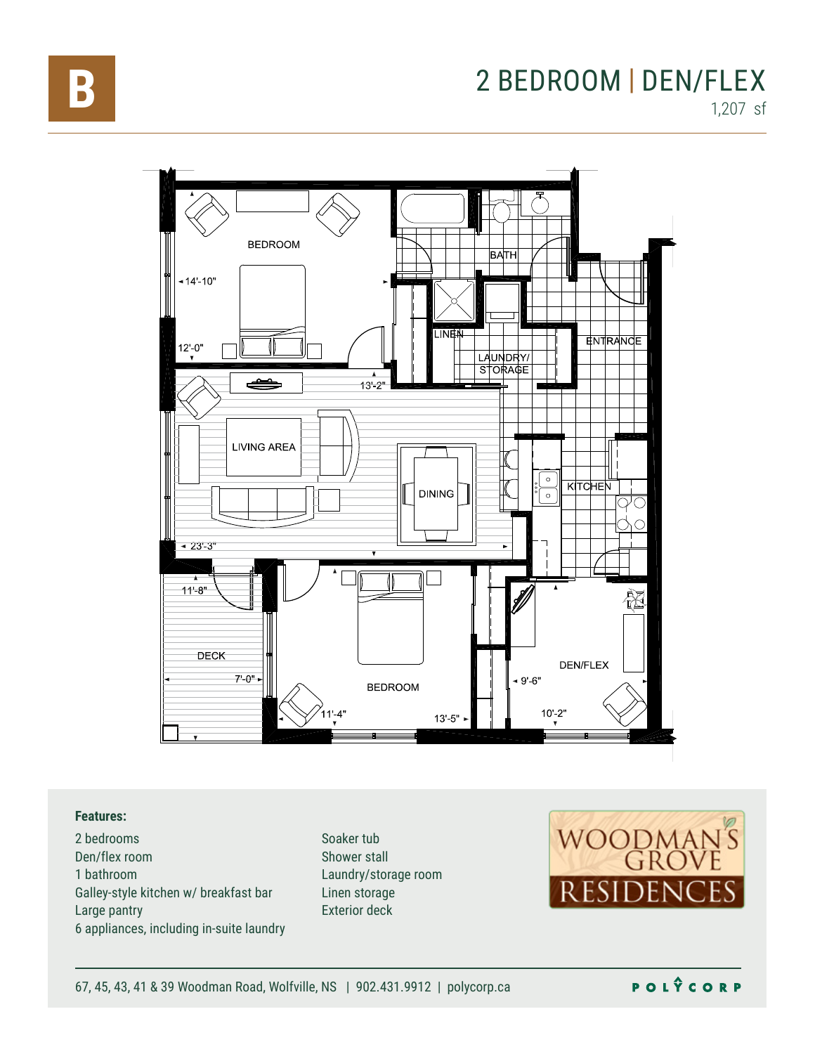# B

## 2 BEDROOM | DEN/FLEX

1,207 sf

BEDROOM
14'-10"
12'-0"

BATH

LINEN

LAUNDRY/ STORAGE

ENTRANCE

13'-2"

LIVING AREA

DINING

KITCHEN

23'-3"

11'-8"

DECK

7'-0"

BEDROOM

11'-4"

13'-5"

DEN/FLEX

9'-6"

10'-2"

**Features:**

- 2 bedrooms
- Den/flex room
- 1 bathroom
- Galley-style kitchen w/ breakfast bar
- Large pantry
- 6 appliances, including in-suite laundry
- Soaker tub
- Shower stall
- Laundry/storage room
- Linen storage
- Exterior deck

WOODMAN'S GROVE RESIDENCES

67, 45, 43, 41 & 39 Woodman Road, Wolfville, NS | 902.431.9912 | polycorp.ca

POLYCORP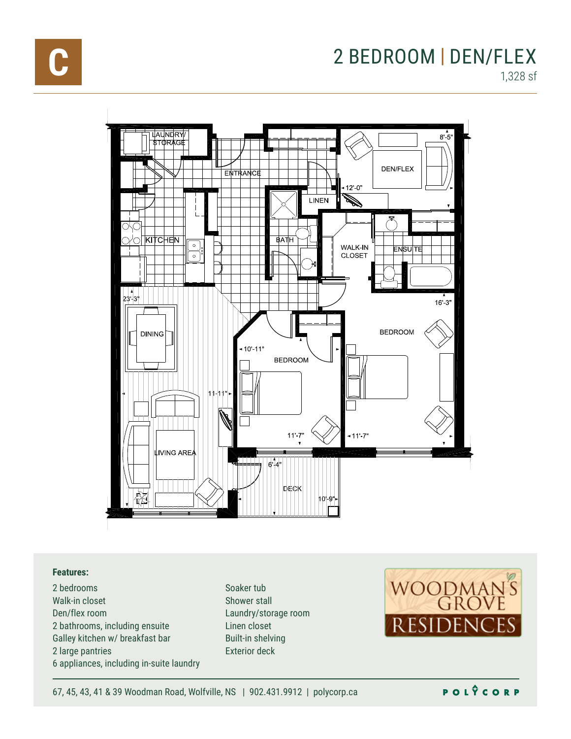C

# 2 BEDROOM | DEN/FLEX

1,328 sf

LAUNDRY/ STORAGE

ENTRANCE

DEN/FLEX

8'-5"

12'-0"

LINEN

KITCHEN

BATH

WALK-IN CLOSET

ENSUITE

23'-3"

16'-3"

DINING

BEDROOM

10'-11"

BEDROOM

11'-11"

11'-7"

11'-7"

LIVING AREA

6'-4"

DECK

10'-9"

**Features:**

- 2 bedrooms
- Walk-in closet
- Den/flex room
- 2 bathrooms, including ensuite
- Galley kitchen w/ breakfast bar
- 2 large pantries
- 6 appliances, including in-suite laundry
- Soaker tub
- Shower stall
- Laundry/storage room
- Linen closet
- Built-in shelving
- Exterior deck

WOODMAN'S GROVE RESIDENCES

67, 45, 43, 41 & 39 Woodman Road, Wolfville, NS | 902.431.9912 | polycorp.ca

POLYCORP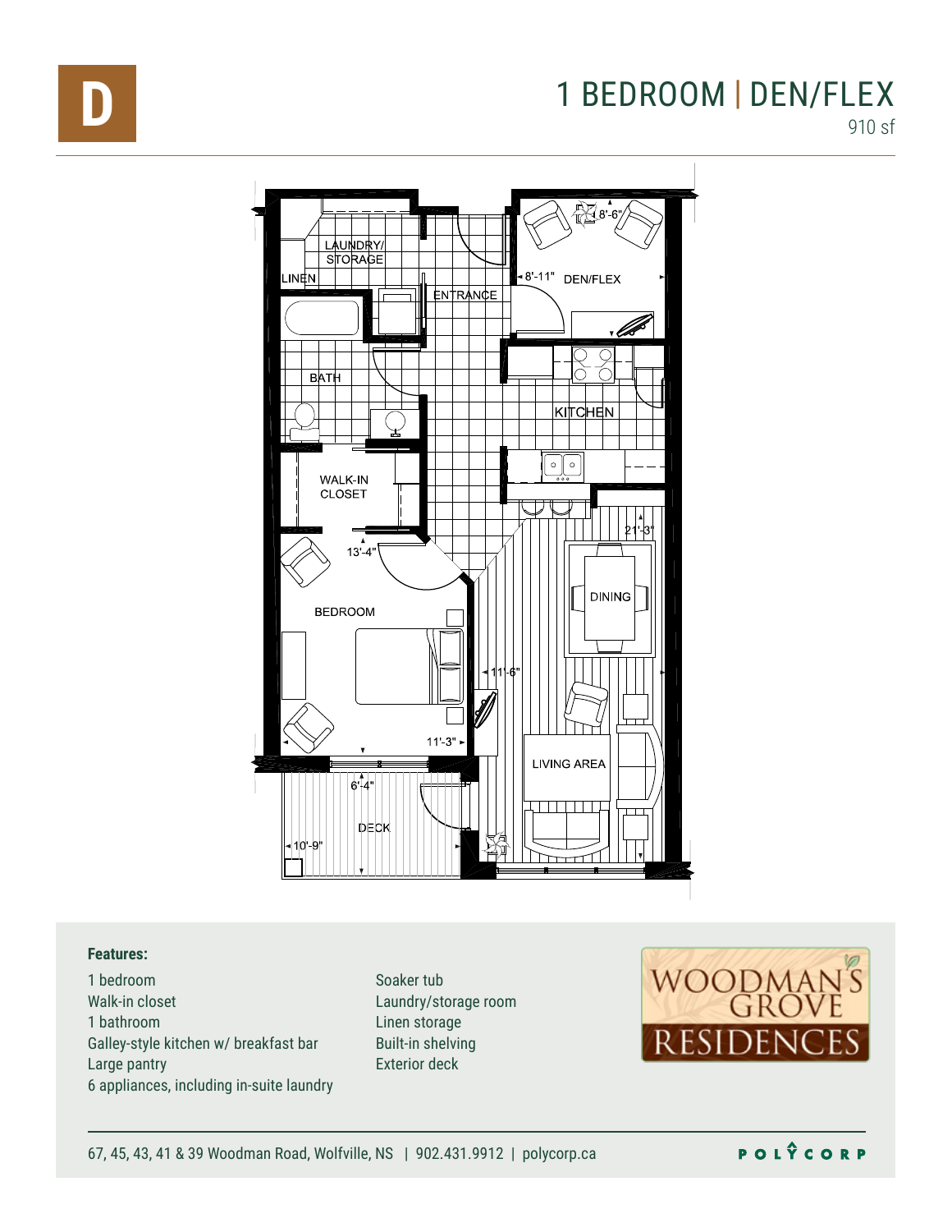# D

# 1 BEDROOM | DEN/FLEX

910 sf

LAUNDRY/STORAGE

LINEN

ENTRANCE

8'-6"

8'-11" DEN/FLEX

BATH

KITCHEN

WALK-IN CLOSET

13'-4"

21'-3"

DINING

BEDROOM

11'-6"

11'-3"

LIVING AREA

6'-4"

DECK

10'-9"

**Features:**

1 bedroom
Walk-in closet
1 bathroom
Galley-style kitchen w/ breakfast bar
Large pantry
6 appliances, including in-suite laundry
Soaker tub
Laundry/storage room
Linen storage
Built-in shelving
Exterior deck

WOODMAN'S GROVE RESIDENCES

67, 45, 43, 41 & 39 Woodman Road, Wolfville, NS | 902.431.9912 | polycorp.ca

POLYCORP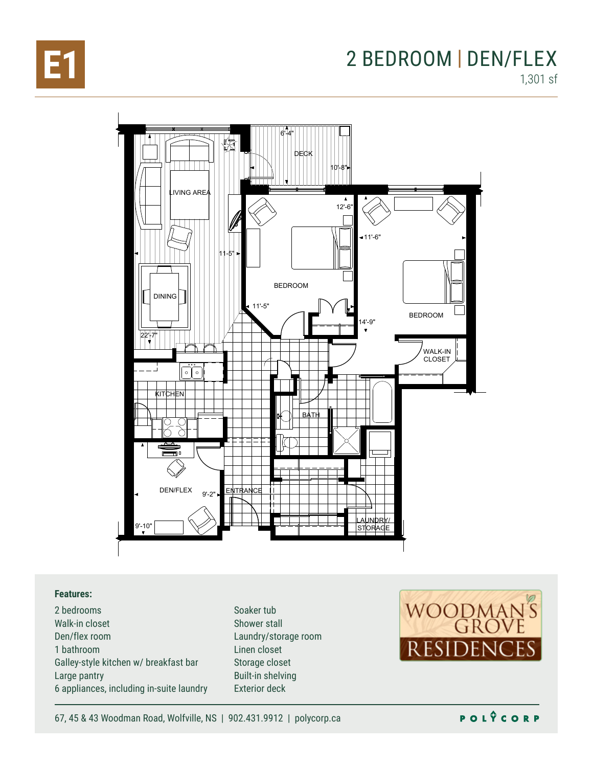# E1

## 2 BEDROOM | DEN/FLEX

1,301 sf

DECK 6'-4" 10'-8"

LIVING AREA 11'-5"

DINING 22'-7"

BEDROOM 12'-6" 11'-5"

BEDROOM 11'-6" 14'-9"

WALK-IN CLOSET

KITCHEN

BATH

DEN/FLEX 9'-2" 9'-10"

ENTRANCE

LAUNDRY/ STORAGE

**Features:**

- 2 bedrooms
- Walk-in closet
- Den/flex room
- 1 bathroom
- Galley-style kitchen w/ breakfast bar
- Large pantry
- 6 appliances, including in-suite laundry
- Soaker tub
- Shower stall
- Laundry/storage room
- Linen closet
- Storage closet
- Built-in shelving
- Exterior deck

WOODMAN'S GROVE RESIDENCES

67, 45 & 43 Woodman Road, Wolfville, NS | 902.431.9912 | polycorp.ca

POLYCORP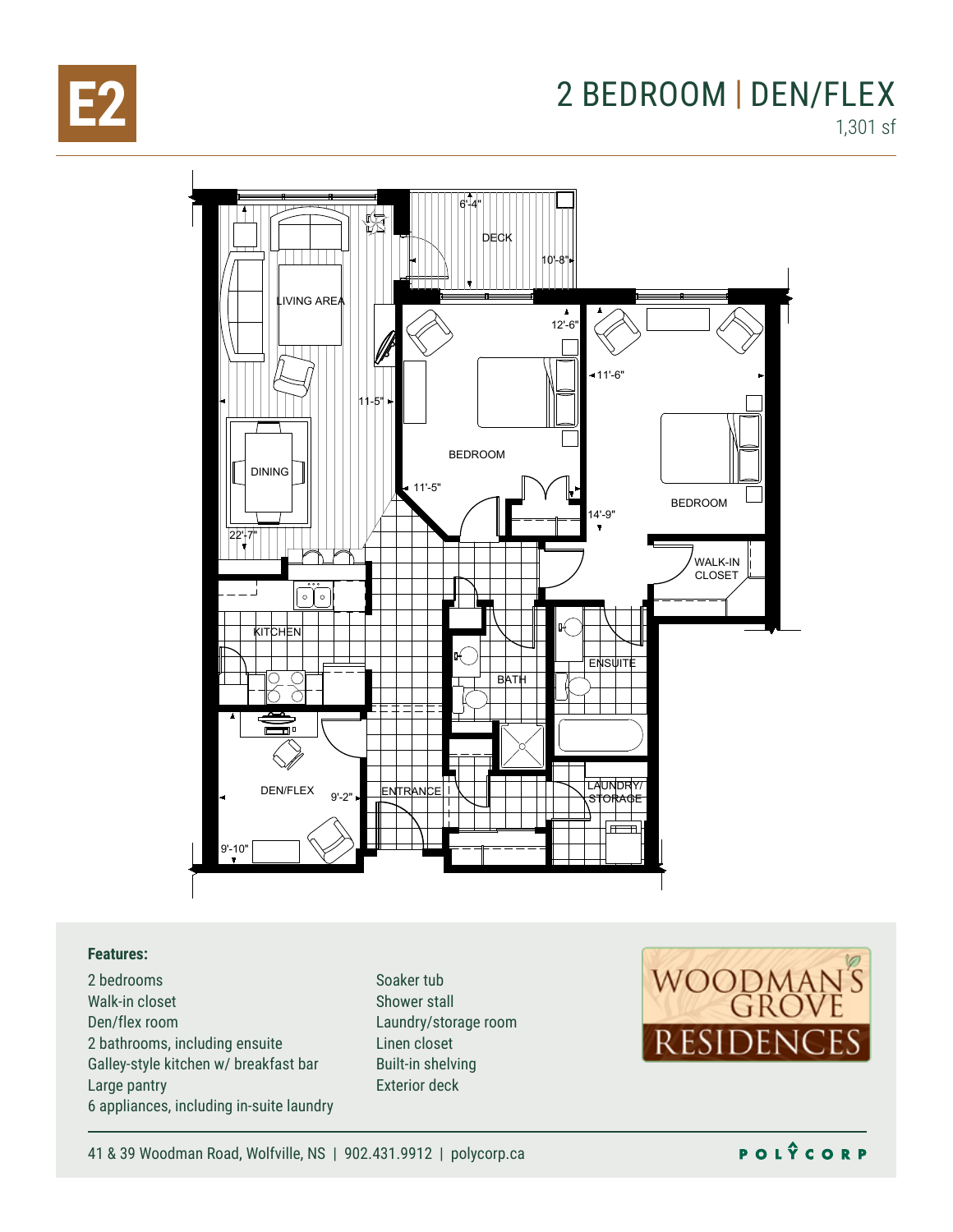# E2

## 2 BEDROOM | DEN/FLEX

1,301 sf

DECK 6'-4" 10'-8"

LIVING AREA 11'-5"

DINING 22'-7"

BEDROOM 12'-6" 11'-5"

BEDROOM 11'-6" 14'-9"

WALK-IN CLOSET

KITCHEN

BATH

ENSUITE

DEN/FLEX 9'-2" 9'-10"

ENTRANCE

LAUNDRY/STORAGE

**Features:**

- 2 bedrooms
- Walk-in closet
- Den/flex room
- 2 bathrooms, including ensuite
- Galley-style kitchen w/ breakfast bar
- Large pantry
- 6 appliances, including in-suite laundry
- Soaker tub
- Shower stall
- Laundry/storage room
- Linen closet
- Built-in shelving
- Exterior deck

WOODMAN'S GROVE RESIDENCES

41 & 39 Woodman Road, Wolfville, NS | 902.431.9912 | polycorp.ca

POLYCORP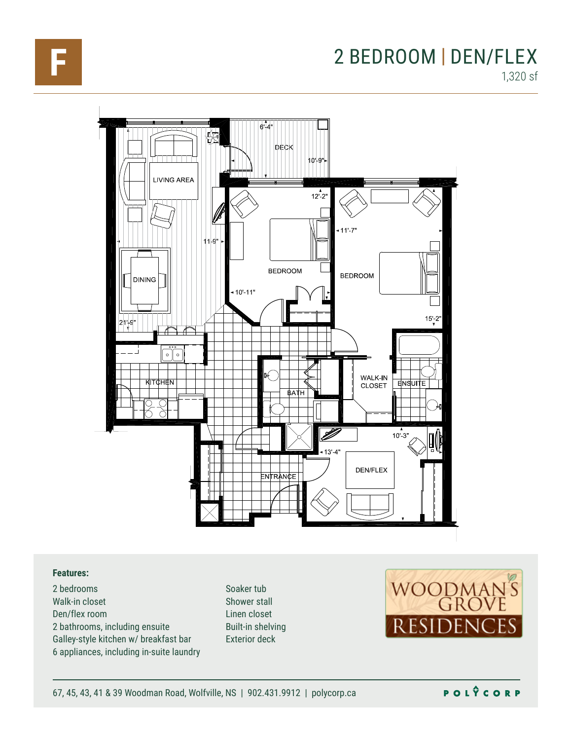# F

## 2 BEDROOM | DEN/FLEX

1,320 sf

DECK
6'-4"
10'-9"

LIVING AREA

DINING

11'-9"
21'-9"

KITCHEN

BEDROOM
12'-2"
10'-11"

BEDROOM
11'-7"
15'-2"

BATH

WALK-IN CLOSET

ENSUITE

ENTRANCE

DEN/FLEX
10'-3"
13'-4"

**Features:**

- 2 bedrooms
- Walk-in closet
- Den/flex room
- 2 bathrooms, including ensuite
- Galley-style kitchen w/ breakfast bar
- 6 appliances, including in-suite laundry
- Soaker tub
- Shower stall
- Linen closet
- Built-in shelving
- Exterior deck

WOODMAN'S GROVE RESIDENCES

67, 45, 43, 41 & 39 Woodman Road, Wolfville, NS | 902.431.9912 | polycorp.ca

POLYCORP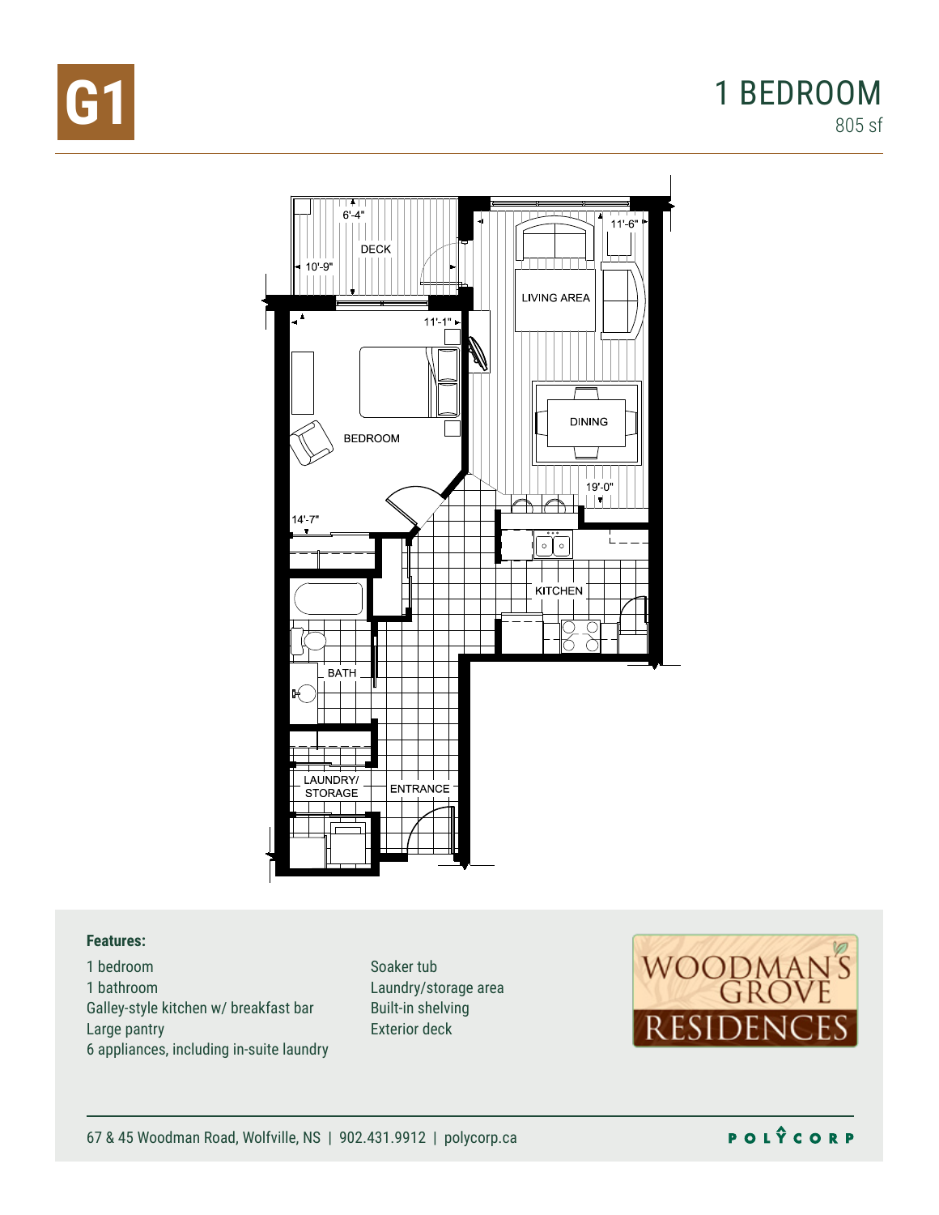# G1

## 1 BEDROOM

805 sf

DECK
6'-4"
10'-9"

LIVING AREA
11'-6"

BEDROOM
11'-1"
14'-7"

DINING
19'-0"

KITCHEN

BATH

LAUNDRY/
STORAGE

ENTRANCE

**Features:**

- 1 bedroom
- 1 bathroom
- Galley-style kitchen w/ breakfast bar
- Large pantry
- 6 appliances, including in-suite laundry
- Soaker tub
- Laundry/storage area
- Built-in shelving
- Exterior deck

WOODMAN'S GROVE RESIDENCES

67 & 45 Woodman Road, Wolfville, NS | 902.431.9912 | polycorp.ca

POLYCORP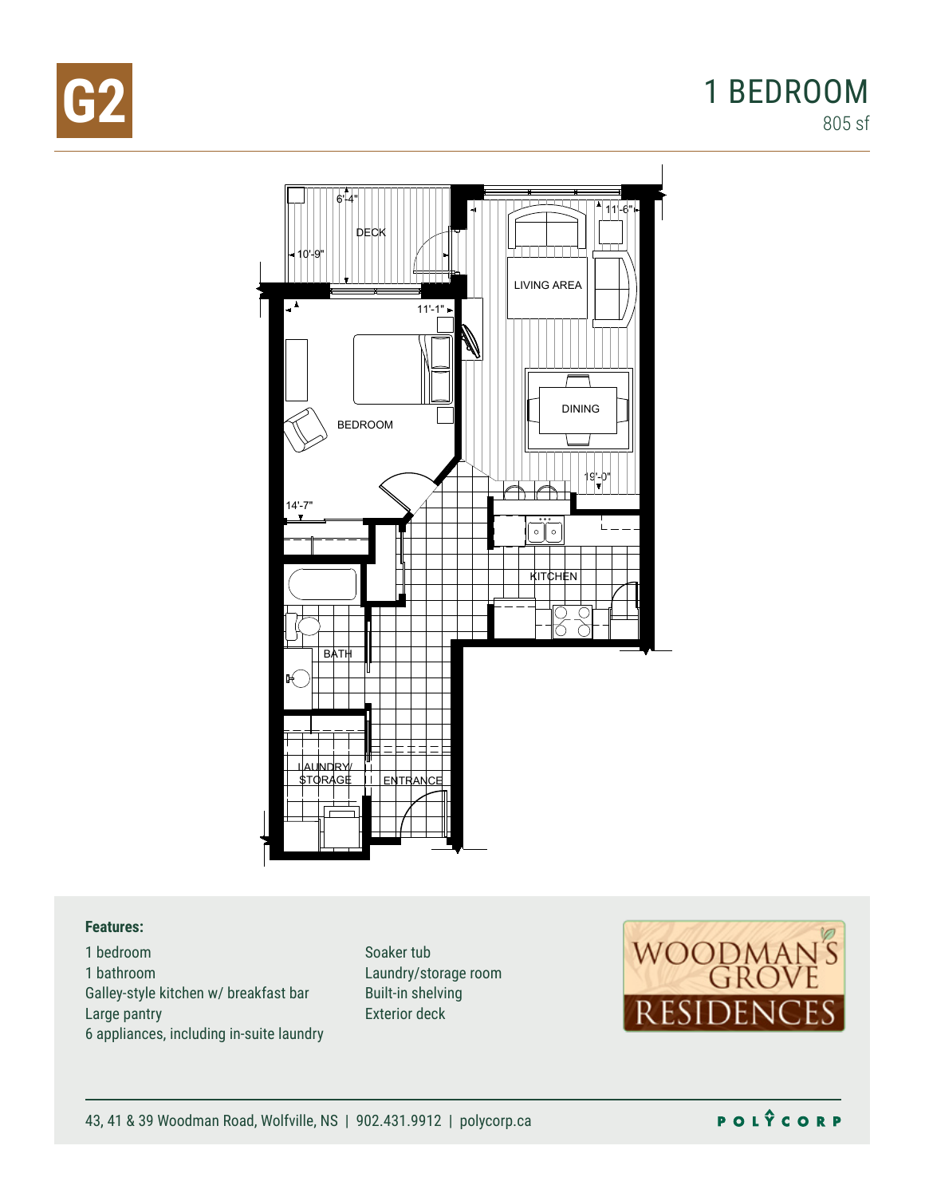# G2

## 1 BEDROOM

805 sf

DECK
6'-4"
10'-9"
11'-6"
LIVING AREA
11'-1"
BEDROOM
DINING
19'-0"
14'-7"
KITCHEN
BATH
LAUNDRY/ STORAGE
ENTRANCE

**Features:**

1 bedroom
1 bathroom
Galley-style kitchen w/ breakfast bar
Large pantry
6 appliances, including in-suite laundry
Soaker tub
Laundry/storage room
Built-in shelving
Exterior deck

WOODMAN'S GROVE RESIDENCES

43, 41 & 39 Woodman Road, Wolfville, NS | 902.431.9912 | polycorp.ca

POLYCORP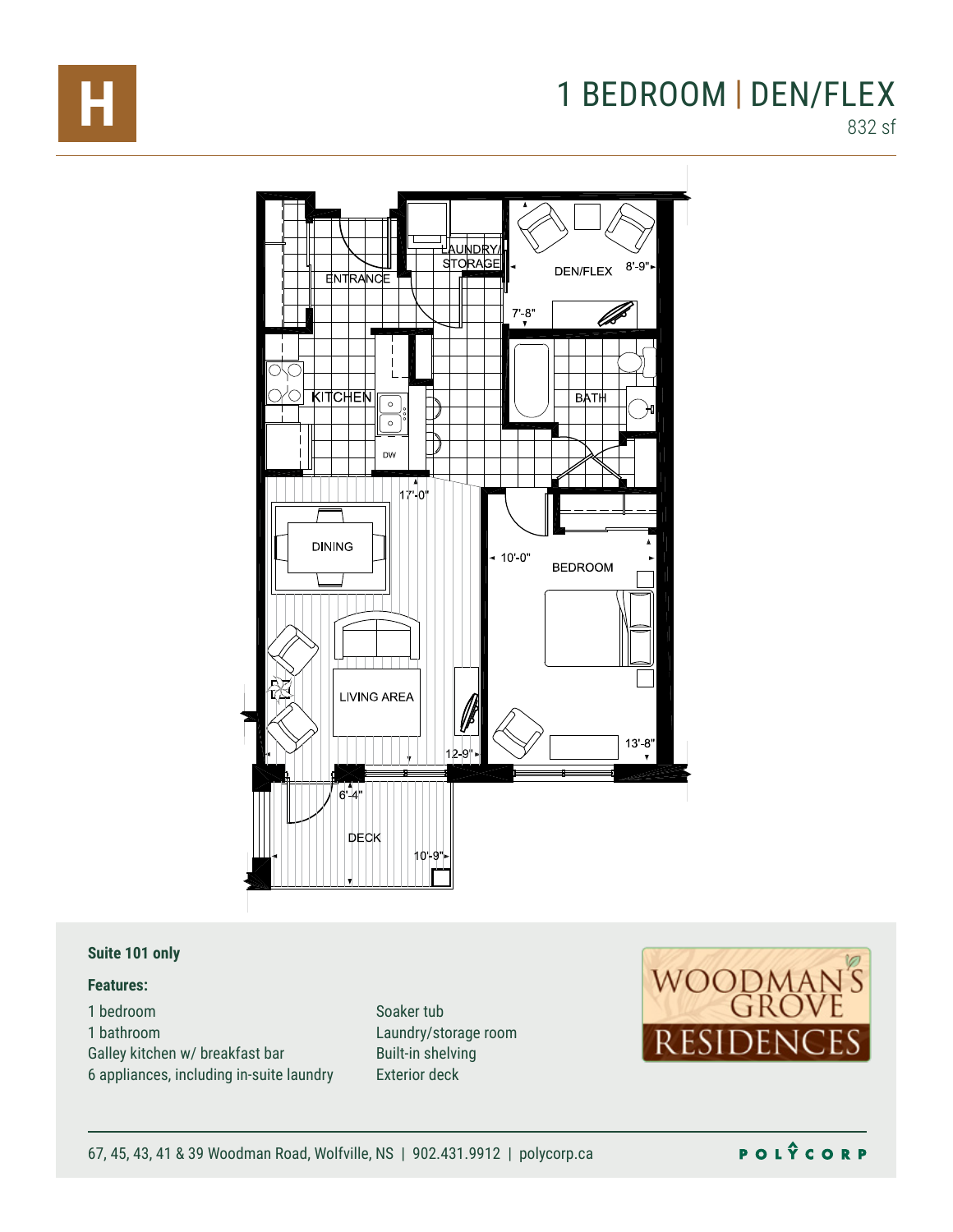# H

# 1 BEDROOM | DEN/FLEX

832 sf

LAUNDRY/STORAGE

ENTRANCE

DEN/FLEX 8'-9"

7'-8"

KITCHEN

DW

BATH

17'-0"

DINING

10'-0"

BEDROOM

LIVING AREA

12-9"

13'-8"

6'-4"

DECK

10'-9"

**Suite 101 only**

**Features:**

1 bedroom
1 bathroom
Galley kitchen w/ breakfast bar
6 appliances, including in-suite laundry
Soaker tub
Laundry/storage room
Built-in shelving
Exterior deck

WOODMAN'S GROVE RESIDENCES

67, 45, 43, 41 & 39 Woodman Road, Wolfville, NS | 902.431.9912 | polycorp.ca

POLYCORP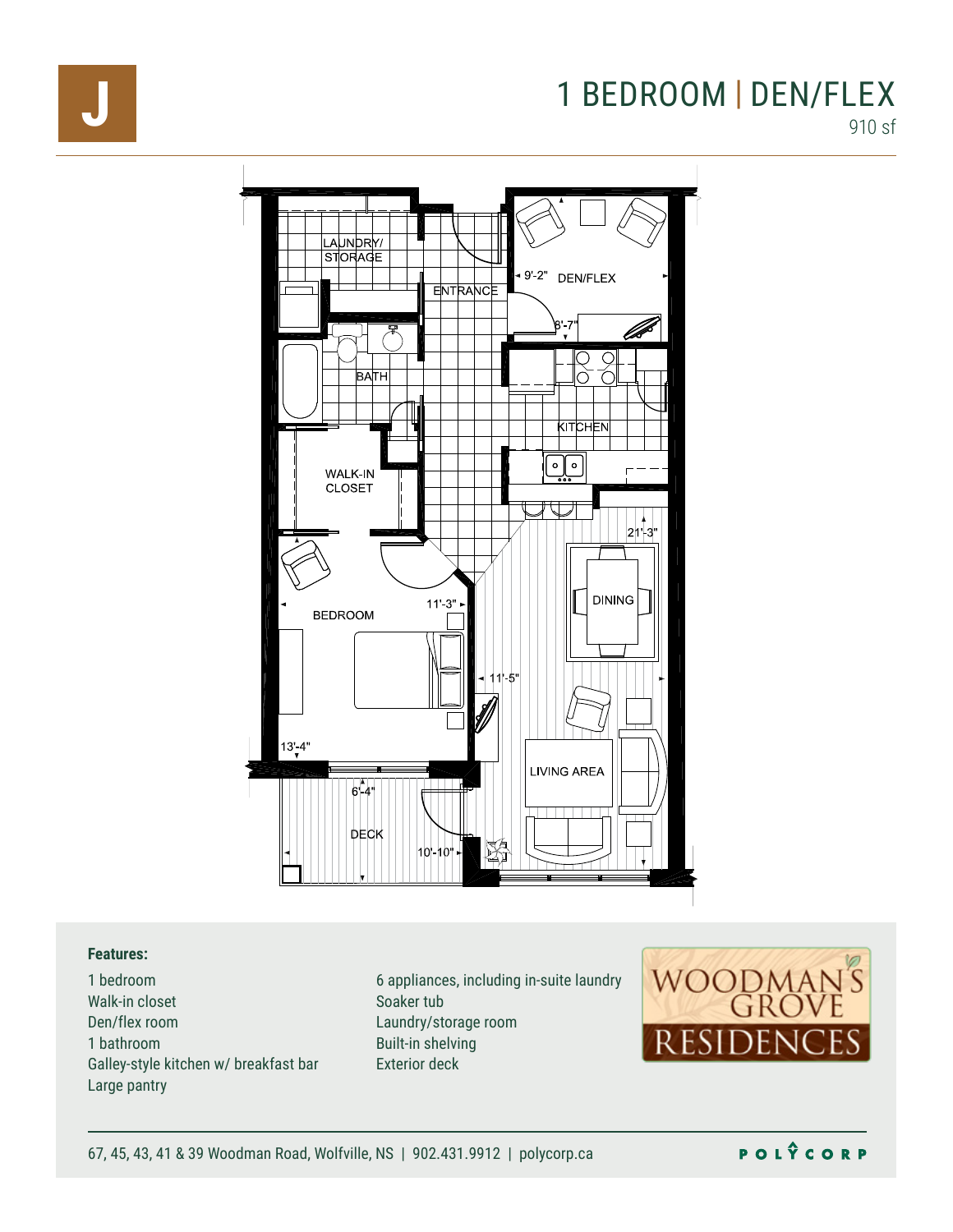# J

# 1 BEDROOM | DEN/FLEX

910 sf

LAUNDRY/ STORAGE

ENTRANCE

9'-2" DEN/FLEX

8'-7"

BATH

KITCHEN

WALK-IN CLOSET

21'-3"

DINING

11'-3"

BEDROOM

11'-5"

13'-4"

LIVING AREA

6'-4"

DECK

10'-10"

**Features:**

- 1 bedroom
- Walk-in closet
- Den/flex room
- 1 bathroom
- Galley-style kitchen w/ breakfast bar
- Large pantry
- 6 appliances, including in-suite laundry
- Soaker tub
- Laundry/storage room
- Built-in shelving
- Exterior deck

WOODMAN'S GROVE RESIDENCES

67, 45, 43, 41 & 39 Woodman Road, Wolfville, NS | 902.431.9912 | polycorp.ca

POLYCORP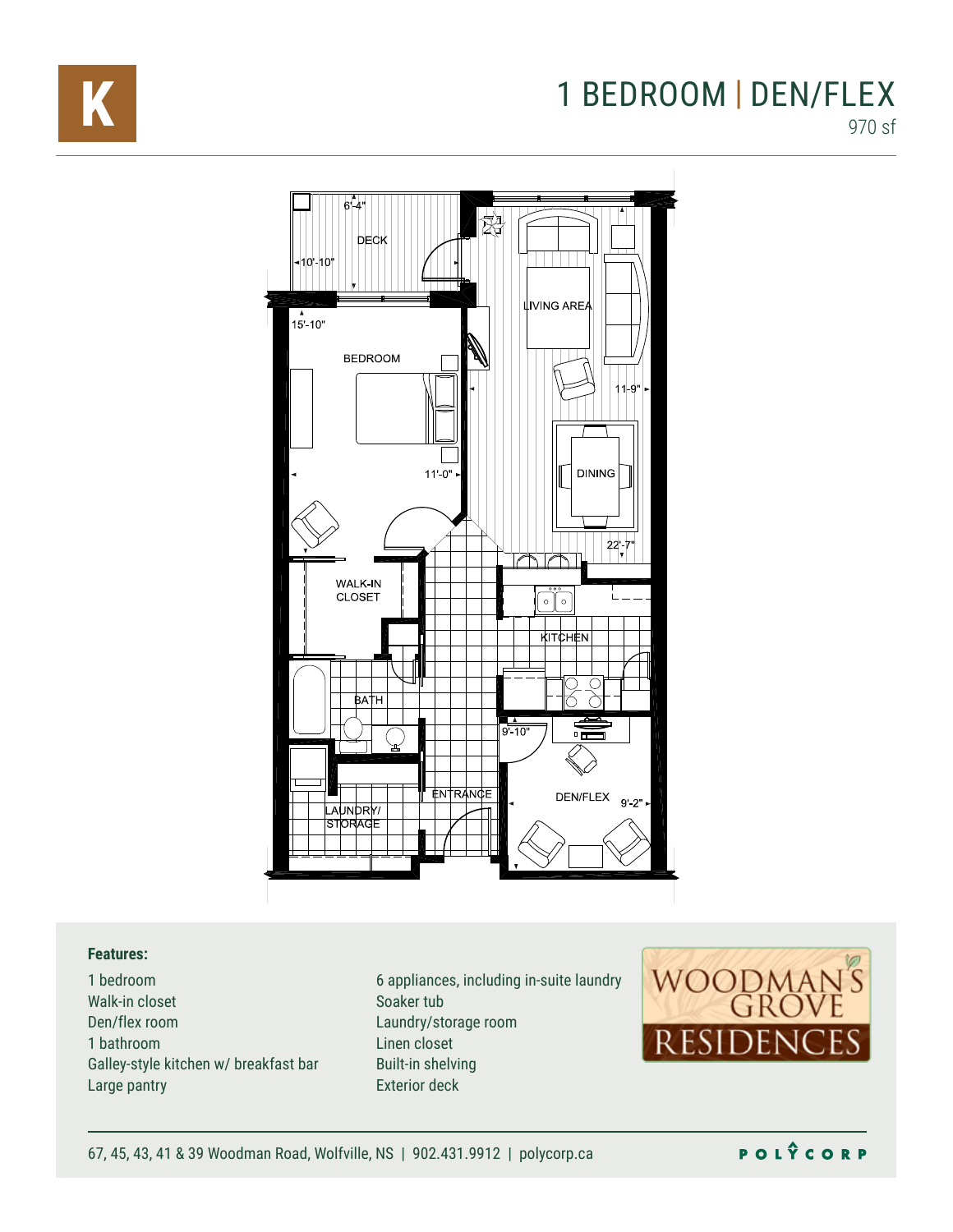# K

## 1 BEDROOM | DEN/FLEX

970 sf

DECK
6'-4"
10'-10"

LIVING AREA
11'-9"

BEDROOM
15'-10"
11'-0"

DINING
22'-7"

WALK-IN CLOSET

KITCHEN

BATH

9'-10"

ENTRANCE

DEN/FLEX
9'-2"

LAUNDRY/ STORAGE

**Features:**

- 1 bedroom
- Walk-in closet
- Den/flex room
- 1 bathroom
- Galley-style kitchen w/ breakfast bar
- Large pantry
- 6 appliances, including in-suite laundry
- Soaker tub
- Laundry/storage room
- Linen closet
- Built-in shelving
- Exterior deck

WOODMAN'S GROVE RESIDENCES

67, 45, 43, 41 & 39 Woodman Road, Wolfville, NS | 902.431.9912 | polycorp.ca

POLYCORP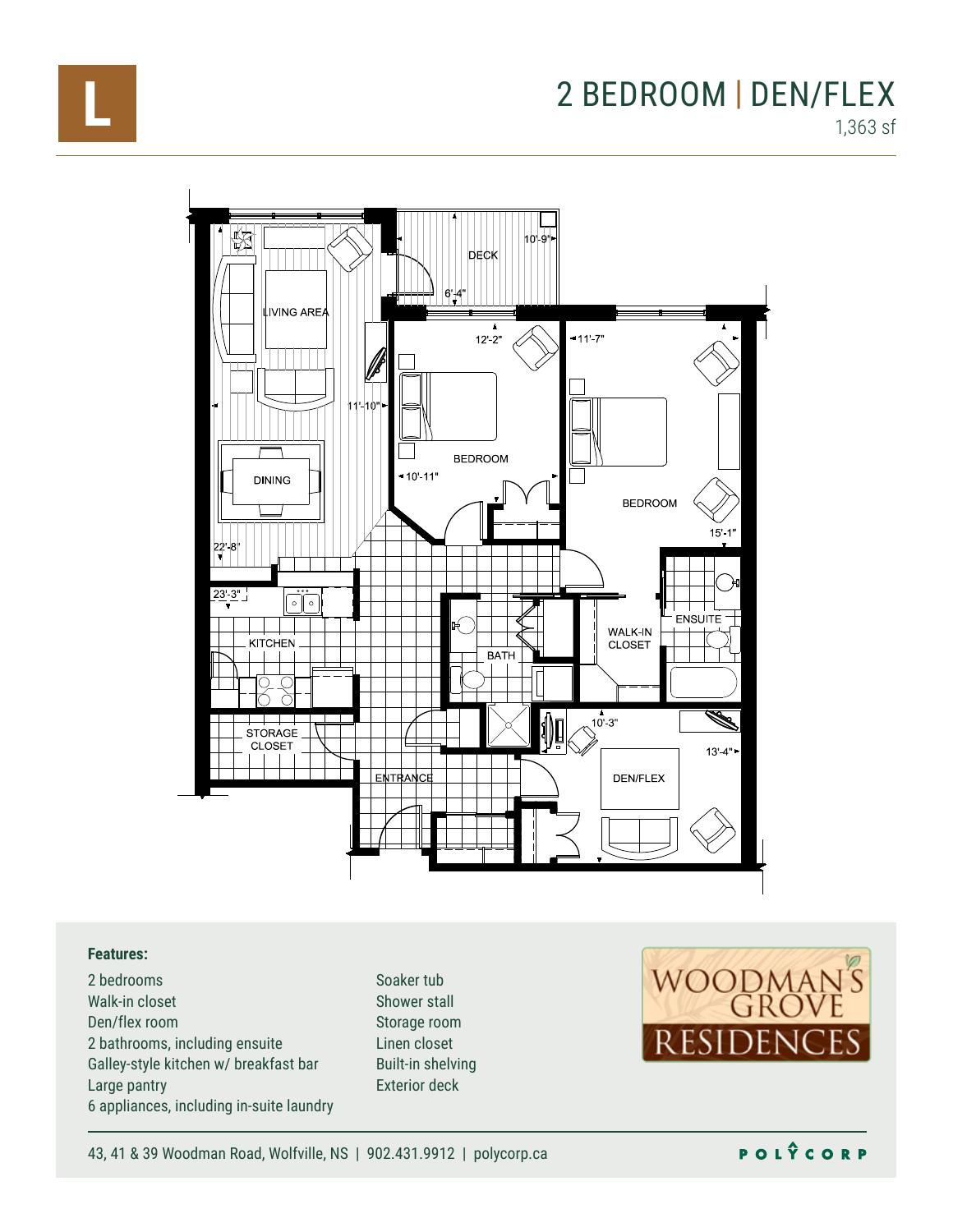# L

## 2 BEDROOM | DEN/FLEX

1,363 sf

DECK
10'-9"
6'-4"
LIVING AREA
12'-2"
11'-7"
11'-10"
BEDROOM
10'-11"
DINING
BEDROOM
15'-1"
22'-8"
23'-3"
ENSUITE
KITCHEN
WALK-IN CLOSET
BATH
10'-3"
STORAGE CLOSET
13'-4"
DEN/FLEX
ENTRANCE

**Features:**

- 2 bedrooms
- Walk-in closet
- Den/flex room
- 2 bathrooms, including ensuite
- Galley-style kitchen w/ breakfast bar
- Large pantry
- 6 appliances, including in-suite laundry
- Soaker tub
- Shower stall
- Storage room
- Linen closet
- Built-in shelving
- Exterior deck

WOODMAN'S GROVE RESIDENCES

43, 41 & 39 Woodman Road, Wolfville, NS | 902.431.9912 | polycorp.ca

POLYCORP